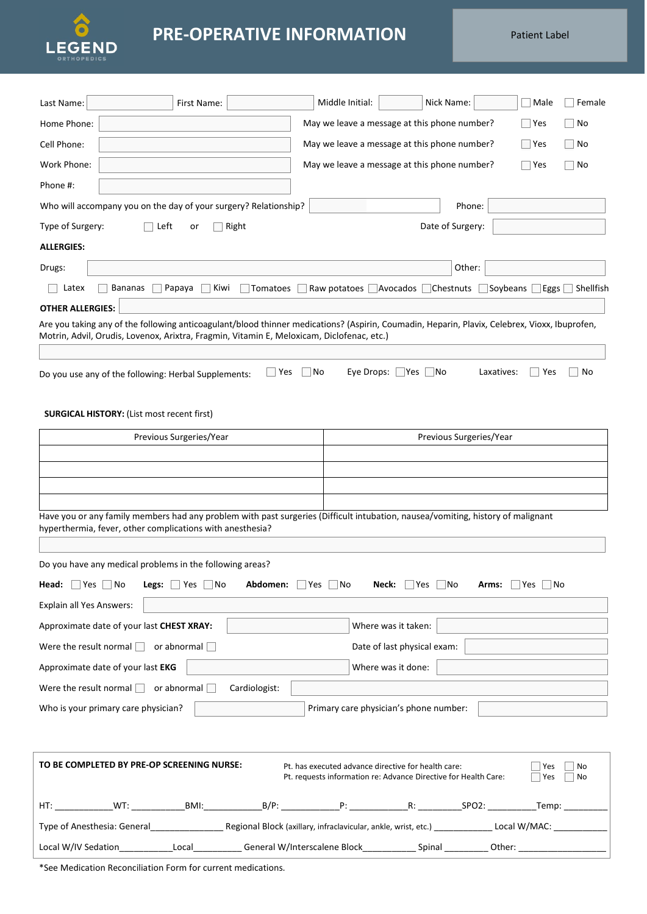LEGEND ORTHOPEDICS

# PRE-OPERATIVE INFORMATION

Patient Label

Last Name: ______ First Name: ______ Middle Initial: ______ Nick Name: ______ ☐ Male ☐ Female

Home Phone: ______ May we leave a message at this phone number? ☐ Yes ☐ No

Cell Phone: ______ May we leave a message at this phone number? ☐ Yes ☐ No

Work Phone: ______ May we leave a message at this phone number? ☐ Yes ☐ No

Phone #: ______

Who will accompany you on the day of your surgery? Relationship? ______ Phone: ______

Type of Surgery: ☐ Left or ☐ Right Date of Surgery: ______

**ALLERGIES:**

Drugs: ______ Other: ______

☐ Latex ☐ Bananas ☐ Papaya ☐ Kiwi ☐ Tomatoes ☐ Raw potatoes ☐ Avocados ☐ Chestnuts ☐ Soybeans ☐ Eggs ☐ Shellfish

**OTHER ALLERGIES:** ______

Are you taking any of the following anticoagulant/blood thinner medications? (Aspirin, Coumadin, Heparin, Plavix, Celebrex, Vioxx, Ibuprofen, Motrin, Advil, Orudis, Lovenox, Arixtra, Fragmin, Vitamin E, Meloxicam, Diclofenac, etc.)

______

Do you use any of the following: Herbal Supplements: ☐ Yes ☐ No Eye Drops: ☐ Yes ☐ No Laxatives: ☐ Yes ☐ No

**SURGICAL HISTORY:** (List most recent first)

| Previous Surgeries/Year | Previous Surgeries/Year |
|---|---|
| | |
| | |
| | |
| | |

Have you or any family members had any problem with past surgeries (Difficult intubation, nausea/vomiting, history of malignant hyperthermia, fever, other complications with anesthesia?

______

Do you have any medical problems in the following areas?

**Head:** ☐ Yes ☐ No **Legs:** ☐ Yes ☐ No **Abdomen:** ☐ Yes ☐ No **Neck:** ☐ Yes ☐ No **Arms:** ☐ Yes ☐ No

Explain all Yes Answers: ______

Approximate date of your last **CHEST XRAY:** ______ Where was it taken: ______

Were the result normal ☐ or abnormal ☐ Date of last physical exam: ______

Approximate date of your last **EKG** ______ Where was it done: ______

Were the result normal ☐ or abnormal ☐ Cardiologist: ______

Who is your primary care physician? ______ Primary care physician's phone number: ______

**TO BE COMPLETED BY PRE-OP SCREENING NURSE:**

Pt. has executed advance directive for health care: ☐ Yes ☐ No

Pt. requests information re: Advance Directive for Health Care: ☐ Yes ☐ No

HT: ____________WT: ___________BMI:____________B/P: ____________P: ____________R: _________SPO2: __________Temp: __________

Type of Anesthesia: General_______________ Regional Block (axillary, infraclavicular, ankle, wrist, etc.) ____________ Local W/MAC: ___________

Local W/IV Sedation___________Local__________ General W/Interscalene Block___________ Spinal _________ Other: __________________

*See Medication Reconciliation Form for current medications.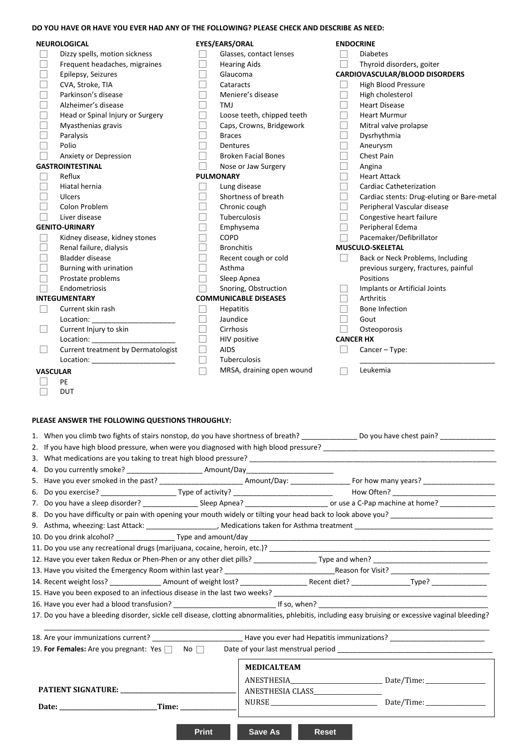**DO YOU HAVE OR HAVE YOU EVER HAD ANY OF THE FOLLOWING? PLEASE CHECK AND DESCRIBE AS NEED:**

**NEUROLOGICAL**
- ☐ Dizzy spells, motion sickness
- ☐ Frequent headaches, migraines
- ☐ Epilepsy, Seizures
- ☐ CVA, Stroke, TIA
- ☐ Parkinson's disease
- ☐ Alzheimer's disease
- ☐ Head or Spinal Injury or Surgery
- ☐ Myasthenias gravis
- ☐ Paralysis
- ☐ Polio
- ☐ Anxiety or Depression

**GASTROINTESTINAL**
- ☐ Reflux
- ☐ Hiatal hernia
- ☐ Ulcers
- ☐ Colon Problem
- ☐ Liver disease

**GENITO-URINARY**
- ☐ Kidney disease, kidney stones
- ☐ Renal failure, dialysis
- ☐ Bladder disease
- ☐ Burning with urination
- ☐ Prostate problems
- ☐ Endometriosis

**INTEGUMENTARY**
- ☐ Current skin rash
  Location: ____________________
- ☐ Current Injury to skin
  Location: ____________________
- ☐ Current treatment by Dermatologist
  Location: ____________________

**VASCULAR**
- ☐ PE
- ☐ DUT

**EYES/EARS/ORAL**
- ☐ Glasses, contact lenses
- ☐ Hearing Aids
- ☐ Glaucoma
- ☐ Cataracts
- ☐ Meniere's disease
- ☐ TMJ
- ☐ Loose teeth, chipped teeth
- ☐ Caps, Crowns, Bridgework
- ☐ Braces
- ☐ Dentures
- ☐ Broken Facial Bones
- ☐ Nose or Jaw Surgery

**PULMONARY**
- ☐ Lung disease
- ☐ Shortness of breath
- ☐ Chronic cough
- ☐ Tuberculosis
- ☐ Emphysema
- ☐ COPD
- ☐ Bronchitis
- ☐ Recent cough or cold
- ☐ Asthma
- ☐ Sleep Apnea
- ☐ Snoring, Obstruction

**COMMUNICABLE DISEASES**
- ☐ Hepatitis
- ☐ Jaundice
- ☐ Cirrhosis
- ☐ HIV positive
- ☐ AIDS
- ☐ Tuberculosis
- ☐ MRSA, draining open wound

**ENDOCRINE**
- ☐ Diabetes
- ☐ Thyroid disorders, goiter

**CARDIOVASCULAR/BLOOD DISORDERS**
- ☐ High Blood Pressure
- ☐ High cholesterol
- ☐ Heart Disease
- ☐ Heart Murmur
- ☐ Mitral valve prolapse
- ☐ Dysrhythmia
- ☐ Aneurysm
- ☐ Chest Pain
- ☐ Angina
- ☐ Heart Attack
- ☐ Cardiac Catheterization
- ☐ Cardiac stents: Drug-eluting or Bare-metal
- ☐ Peripheral Vascular disease
- ☐ Congestive heart failure
- ☐ Peripheral Edema
- ☐ Pacemaker/Defibrillator

**MUSCULO-SKELETAL**
- ☐ Back or Neck Problems, Including previous surgery, fractures, painful Positions
- ☐ Implants or Artificial Joints
- ☐ Arthritis
- ☐ Bone Infection
- ☐ Gout
- ☐ Osteoporosis

**CANCER HX**
- ☐ Cancer – Type: ______________________________
- ☐ Leukemia

**PLEASE ANSWER THE FOLLOWING QUESTIONS THROUGHLY:**

1. When you climb two fights of stairs nonstop, do you have shortness of breath? _____________ Do you have chest pain? _____________
2. If you have high blood pressure, when were you diagnosed with high blood pressure? ________________________________________
3. What medications are you taking to treat high blood pressure? ________________________________________________________
4. Do you currently smoke? __________________ Amount/Day______________________
5. Have you ever smoked in the past? ____________________ Amount/Day: ______________ For how many years? _________________
6. Do you exercise? _________________ Type of activity? ________________________ How Often? ________________________
7. Do you have a sleep disorder? _____________ Sleep Apnea? ____________________ or use a C-Pap machine at home? _____________
8. Do you have difficulty or pain with opening your mouth widely or tilting your head back to look above you? _________________________
9. Asthma, wheezing: Last Attack: _________________, Medications taken for Asthma treatment ________________________________
10. Do you drink alcohol? ______________ Type and amount/day ________________________________________________________
11. Do you use any recreational drugs (marijuana, cocaine, heroin, etc.)? __________________________________________________
12. Have you ever taken Redux or Phen-Phen or any other diet pills? _______________ Type and when? ___________________________
13. Have you visited the Emergency Room within last year? ___________________________Reason for Visit? _________________________
14. Recent weight loss? ____________ Amount of weight lost? ________________ Recent diet? ______________Type? _____________
15. Have you been exposed to an infectious disease in the last two weeks? __________________________________________________
16. Have you ever had a blood transfusion? ________________________ If so, when? ________________________________________
17. Do you have a bleeding disorder, sickle cell disease, clotting abnormalities, phlebitis, including easy bruising or excessive vaginal bleeding? ________________________________________________________________________________________________
18. Are your immunizations current? ______________________ Have you ever had Hepatitis immunizations? _______________________
19. **For Females:** Are you pregnant: Yes ☐ No ☐ Date of your last menstrual period ____________________________________

**PATIENT SIGNATURE:** ______________________________

**Date:** _________________________**Time:** ______________

| **MEDICALTEAM** | |
|---|---|
| ANESTHESIA________________________ | Date/Time: _______________ |
| ANESTHESIA CLASS_________________ | |
| NURSE ___________________________ | Date/Time: _______________ |